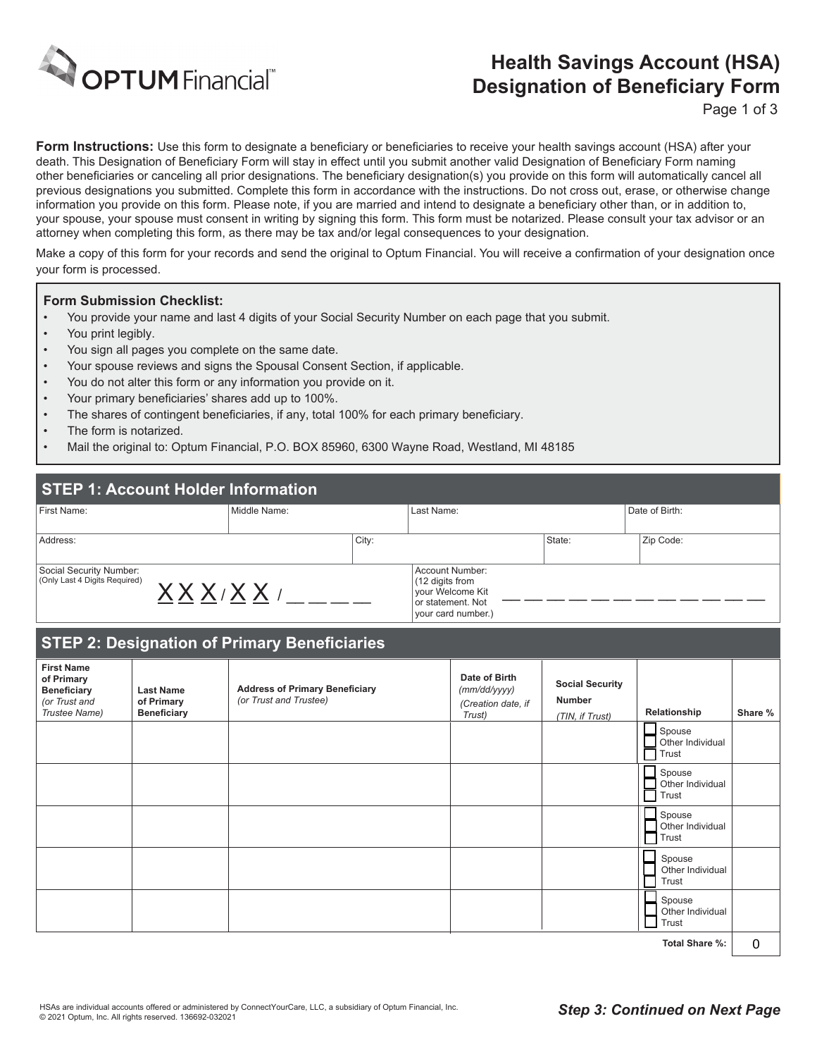OPTUM Financial™

# Health Savings Account (HSA) Designation of Beneficiary Form

**Form Instructions:** Use this form to designate a beneficiary or beneficiaries to receive your health savings account (HSA) after your death. This Designation of Beneficiary Form will stay in effect until you submit another valid Designation of Beneficiary Form naming other beneficiaries or canceling all prior designations. The beneficiary designation(s) you provide on this form will automatically cancel all previous designations you submitted. Complete this form in accordance with the instructions. Do not cross out, erase, or otherwise change information you provide on this form. Please note, if you are married and intend to designate a beneficiary other than, or in addition to, your spouse, your spouse must consent in writing by signing this form. This form must be notarized. Please consult your tax advisor or an attorney when completing this form, as there may be tax and/or legal consequences to your designation.

Make a copy of this form for your records and send the original to Optum Financial. You will receive a confirmation of your designation once your form is processed.

**Form Submission Checklist:**

- You provide your name and last 4 digits of your Social Security Number on each page that you submit.
- You print legibly.
- You sign all pages you complete on the same date.
- Your spouse reviews and signs the Spousal Consent Section, if applicable.
- You do not alter this form or any information you provide on it.
- Your primary beneficiaries' shares add up to 100%.
- The shares of contingent beneficiaries, if any, total 100% for each primary beneficiary.
- The form is notarized.
- Mail the original to: Optum Financial, P.O. BOX 85960, 6300 Wayne Road, Westland, MI 48185

## STEP 1: Account Holder Information

| First Name: | Middle Name: | Last Name: | Date of Birth: |
|---|---|---|---|
| | | | |

| Address: | City: | State: | Zip Code: |
|---|---|---|---|
| | | | |

| Social Security Number: (Only Last 4 Digits Required) | Account Number: (12 digits from your Welcome Kit or statement. Not your card number.) |
|---|---|
| XXX / XX / \_\_ \_\_ \_\_ \_\_ | \_\_ \_\_ \_\_ \_\_ \_\_ \_\_ \_\_ \_\_ \_\_ \_\_ \_\_ \_\_ |

## STEP 2: Designation of Primary Beneficiaries

| First Name of Primary Beneficiary *(or Trust and Trustee Name)* | Last Name of Primary Beneficiary | Address of Primary Beneficiary *(or Trust and Trustee)* | Date of Birth *(mm/dd/yyyy)* *(Creation date, if Trust)* | Social Security Number *(TIN, if Trust)* | Relationship | Share % |
|---|---|---|---|---|---|---|
| | | | | | ☐ Spouse ☐ Other Individual ☐ Trust | |
| | | | | | ☐ Spouse ☐ Other Individual ☐ Trust | |
| | | | | | ☐ Spouse ☐ Other Individual ☐ Trust | |
| | | | | | ☐ Spouse ☐ Other Individual ☐ Trust | |
| | | | | | ☐ Spouse ☐ Other Individual ☐ Trust | |
| | | | | | **Total Share %:** | 0 |

HSAs are individual accounts offered or administered by ConnectYourCare, LLC, a subsidiary of Optum Financial, Inc.
© 2021 Optum, Inc. All rights reserved. 136692-032021

***Step 3: Continued on Next Page***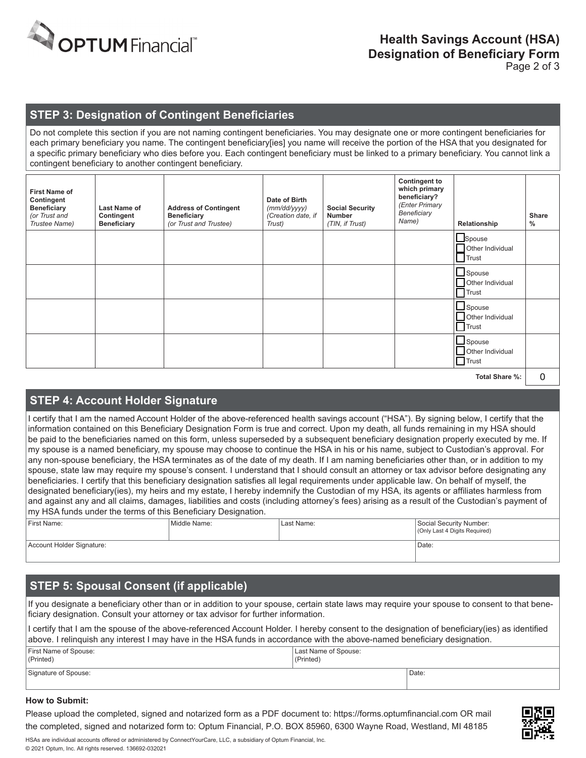## STEP 3: Designation of Contingent Beneficiaries

Do not complete this section if you are not naming contingent beneficiaries. You may designate one or more contingent beneficiaries for each primary beneficiary you name. The contingent beneficiary[ies] you name will receive the portion of the HSA that you designated for a specific primary beneficiary who dies before you. Each contingent beneficiary must be linked to a primary beneficiary. You cannot link a contingent beneficiary to another contingent beneficiary.

| **First Name of Contingent Beneficiary** *(or Trust and Trustee Name)* | **Last Name of Contingent Beneficiary** | **Address of Contingent Beneficiary** *(or Trust and Trustee)* | **Date of Birth** *(mm/dd/yyyy) (Creation date, if Trust)* | **Social Security Number** *(TIN, if Trust)* | **Contingent to which primary beneficiary?** *(Enter Primary Beneficiary Name)* | **Relationship** | **Share %** |
|---|---|---|---|---|---|---|---|
| | | | | | | ☐ Spouse ☐ Other Individual ☐ Trust | |
| | | | | | | ☐ Spouse ☐ Other Individual ☐ Trust | |
| | | | | | | ☐ Spouse ☐ Other Individual ☐ Trust | |
| | | | | | | ☐ Spouse ☐ Other Individual ☐ Trust | |
| | | | | | | **Total Share %:** | 0 |

## STEP 4: Account Holder Signature

I certify that I am the named Account Holder of the above-referenced health savings account ("HSA"). By signing below, I certify that the information contained on this Beneficiary Designation Form is true and correct. Upon my death, all funds remaining in my HSA should be paid to the beneficiaries named on this form, unless superseded by a subsequent beneficiary designation properly executed by me. If my spouse is a named beneficiary, my spouse may choose to continue the HSA in his or his name, subject to Custodian's approval. For any non-spouse beneficiary, the HSA terminates as of the date of my death. If I am naming beneficiaries other than, or in addition to my spouse, state law may require my spouse's consent. I understand that I should consult an attorney or tax advisor before designating any beneficiaries. I certify that this beneficiary designation satisfies all legal requirements under applicable law. On behalf of myself, the designated beneficiary(ies), my heirs and my estate, I hereby indemnify the Custodian of my HSA, its agents or affiliates harmless from and against any and all claims, damages, liabilities and costs (including attorney's fees) arising as a result of the Custodian's payment of my HSA funds under the terms of this Beneficiary Designation.

| First Name: | Middle Name: | Last Name: | Social Security Number: (Only Last 4 Digits Required) |
|---|---|---|---|
| Account Holder Signature: | | | Date: |

## STEP 5: Spousal Consent (if applicable)

If you designate a beneficiary other than or in addition to your spouse, certain state laws may require your spouse to consent to that beneficiary designation. Consult your attorney or tax advisor for further information.

I certify that I am the spouse of the above-referenced Account Holder. I hereby consent to the designation of beneficiary(ies) as identified above. I relinquish any interest I may have in the HSA funds in accordance with the above-named beneficiary designation.

| First Name of Spouse: (Printed) | Last Name of Spouse: (Printed) |
|---|---|
| Signature of Spouse: | Date: |

**How to Submit:**

Please upload the completed, signed and notarized form as a PDF document to: https://forms.optumfinancial.com OR mail the completed, signed and notarized form to: Optum Financial, P.O. BOX 85960, 6300 Wayne Road, Westland, MI 48185

HSAs are individual accounts offered or administered by ConnectYourCare, LLC, a subsidiary of Optum Financial, Inc.

© 2021 Optum, Inc. All rights reserved. 136692-032021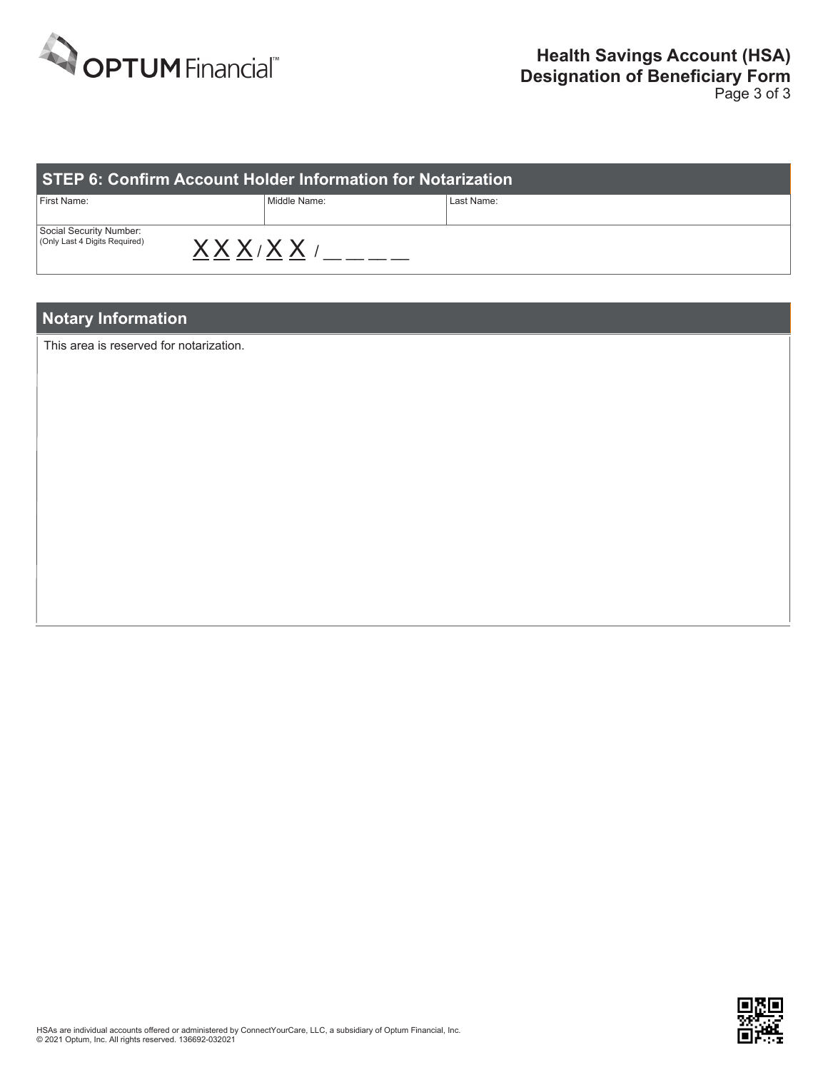# Health Savings Account (HSA) Designation of Beneficiary Form

## STEP 6: Confirm Account Holder Information for Notarization

| | | |
|---|---|---|
| First Name: | Middle Name: | Last Name: |
| Social Security Number: (Only Last 4 Digits Required) XXX / XX / _ _ _ _ | | |

## Notary Information

This area is reserved for notarization.

HSAs are individual accounts offered or administered by ConnectYourCare, LLC, a subsidiary of Optum Financial, Inc.
© 2021 Optum, Inc. All rights reserved. 136692-032021